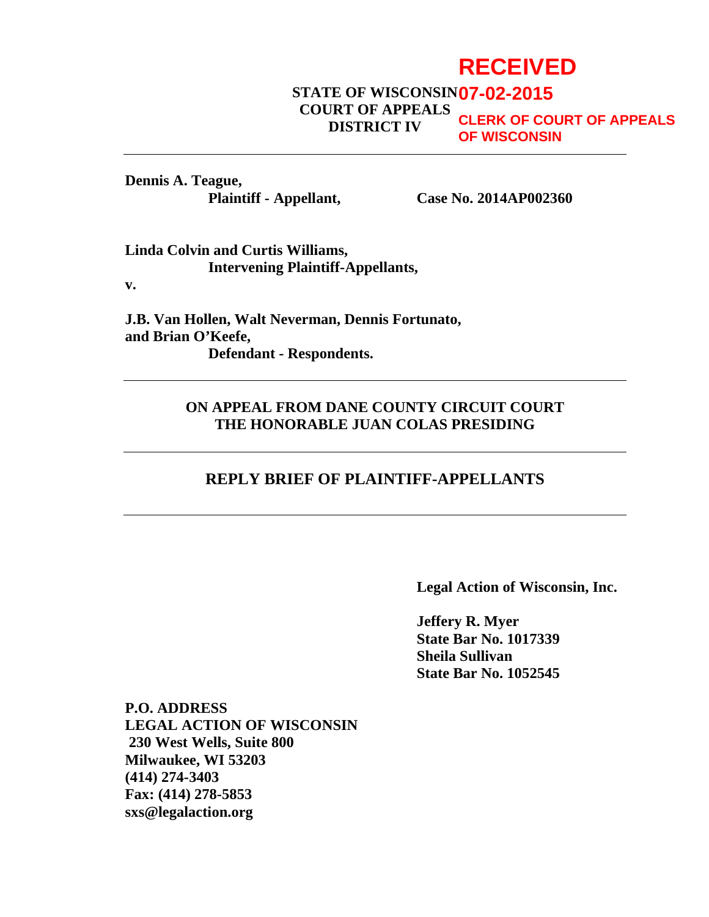**RECEIVED**

**07-02-2015**

**CLERK OF COURT OF APPEALS OF WISCONSIN**

**STATE OF WISCONSIN**
**COURT OF APPEALS**
**DISTRICT IV**

---

**Dennis A. Teague,**
**Plaintiff - Appellant,** **Case No. 2014AP002360**

**Linda Colvin and Curtis Williams,**
**Intervening Plaintiff-Appellants,**

**v.**

**J.B. Van Hollen, Walt Neverman, Dennis Fortunato, and Brian O'Keefe,**
**Defendant - Respondents.**

---

**ON APPEAL FROM DANE COUNTY CIRCUIT COURT**
**THE HONORABLE JUAN COLAS PRESIDING**

---

## REPLY BRIEF OF PLAINTIFF-APPELLANTS

---

**Legal Action of Wisconsin, Inc.**

**Jeffery R. Myer**
**State Bar No. 1017339**
**Sheila Sullivan**
**State Bar No. 1052545**

**P.O. ADDRESS**
**LEGAL ACTION OF WISCONSIN**
**230 West Wells, Suite 800**
**Milwaukee, WI 53203**
**(414) 274-3403**
**Fax: (414) 278-5853**
**sxs@legalaction.org**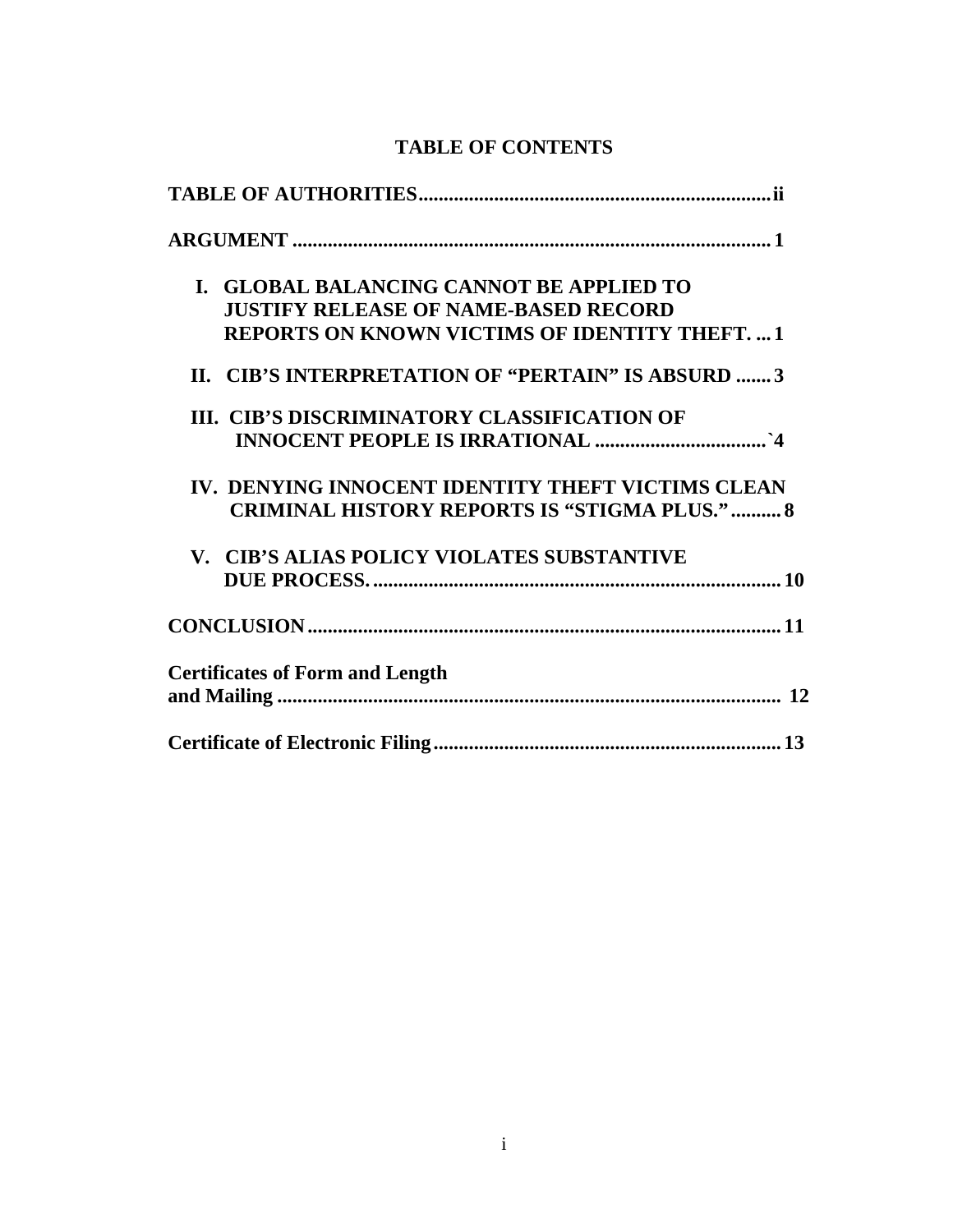# TABLE OF CONTENTS

**TABLE OF AUTHORITIES** ........................................ ii

**ARGUMENT** ........................................ 1

- **I. GLOBAL BALANCING CANNOT BE APPLIED TO JUSTIFY RELEASE OF NAME-BASED RECORD REPORTS ON KNOWN VICTIMS OF IDENTITY THEFT.** ... 1
- **II. CIB'S INTERPRETATION OF "PERTAIN" IS ABSURD** ....... 3
- **III. CIB'S DISCRIMINATORY CLASSIFICATION OF INNOCENT PEOPLE IS IRRATIONAL** ........................................ `4
- **IV. DENYING INNOCENT IDENTITY THEFT VICTIMS CLEAN CRIMINAL HISTORY REPORTS IS "STIGMA PLUS."** .......... 8
- **V. CIB'S ALIAS POLICY VIOLATES SUBSTANTIVE DUE PROCESS.** ........................................ 10

**CONCLUSION** ........................................ 11

**Certificates of Form and Length and Mailing** ........................................ 12

**Certificate of Electronic Filing** ........................................ 13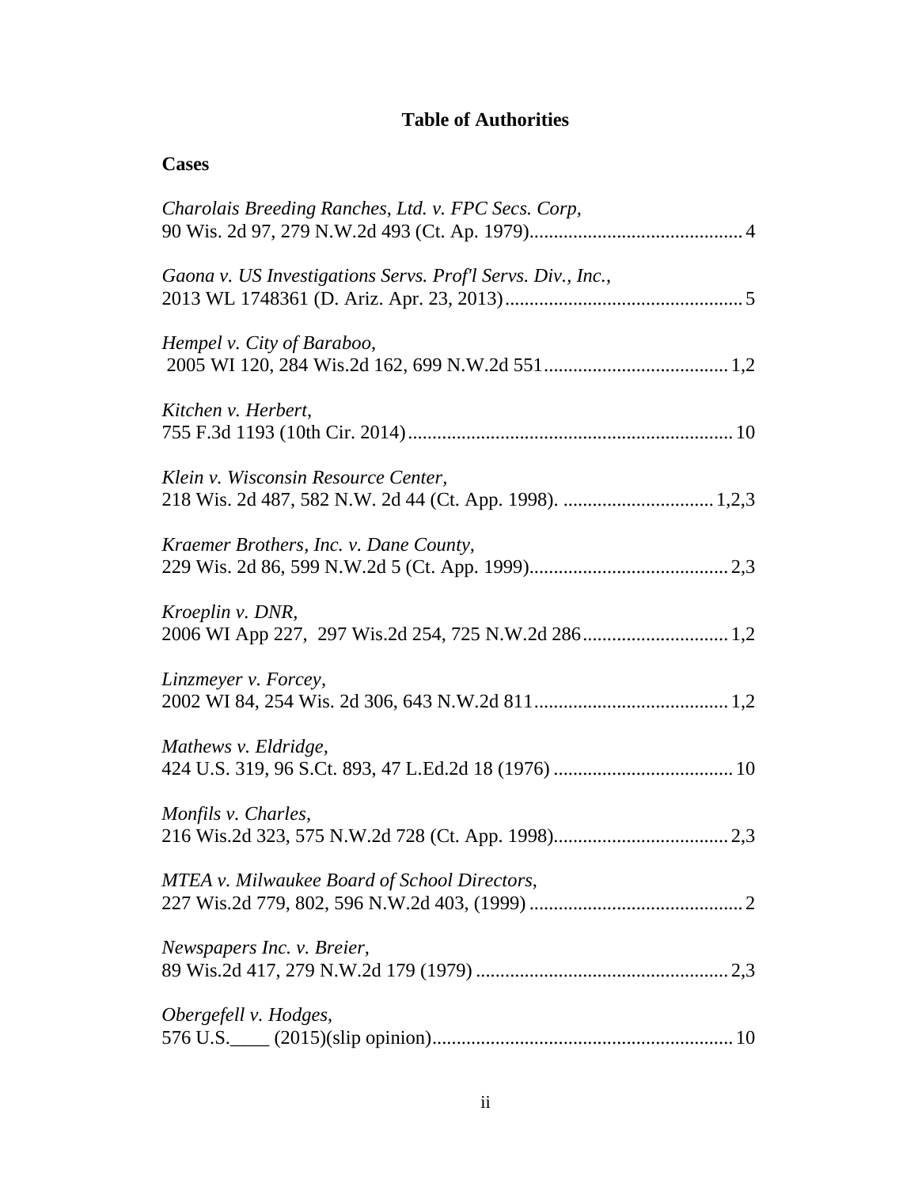# Table of Authorities

## Cases

*Charolais Breeding Ranches, Ltd. v. FPC Secs. Corp,*
90 Wis. 2d 97, 279 N.W.2d 493 (Ct. Ap. 1979)............................................ 4

*Gaona v. US Investigations Servs. Prof'l Servs. Div., Inc.,*
2013 WL 1748361 (D. Ariz. Apr. 23, 2013)................................................ 5

*Hempel v. City of Baraboo,*
2005 WI 120, 284 Wis.2d 162, 699 N.W.2d 551...................................... 1,2

*Kitchen v. Herbert,*
755 F.3d 1193 (10th Cir. 2014).................................................................. 10

*Klein v. Wisconsin Resource Center,*
218 Wis. 2d 487, 582 N.W. 2d 44 (Ct. App. 1998). ............................... 1,2,3

*Kraemer Brothers, Inc. v. Dane County,*
229 Wis. 2d 86, 599 N.W.2d 5 (Ct. App. 1999).......................................... 2,3

*Kroeplin v. DNR,*
2006 WI App 227, 297 Wis.2d 254, 725 N.W.2d 286............................. 1,2

*Linzmeyer v. Forcey,*
2002 WI 84, 254 Wis. 2d 306, 643 N.W.2d 811........................................ 1,2

*Mathews v. Eldridge,*
424 U.S. 319, 96 S.Ct. 893, 47 L.Ed.2d 18 (1976) ..................................... 10

*Monfils v. Charles,*
216 Wis.2d 323, 575 N.W.2d 728 (Ct. App. 1998).................................... 2,3

*MTEA v. Milwaukee Board of School Directors,*
227 Wis.2d 779, 802, 596 N.W.2d 403, (1999) ............................................ 2

*Newspapers Inc. v. Breier,*
89 Wis.2d 417, 279 N.W.2d 179 (1979) .................................................... 2,3

*Obergefell v. Hodges,*
576 U.S.____ (2015)(slip opinion)............................................................. 10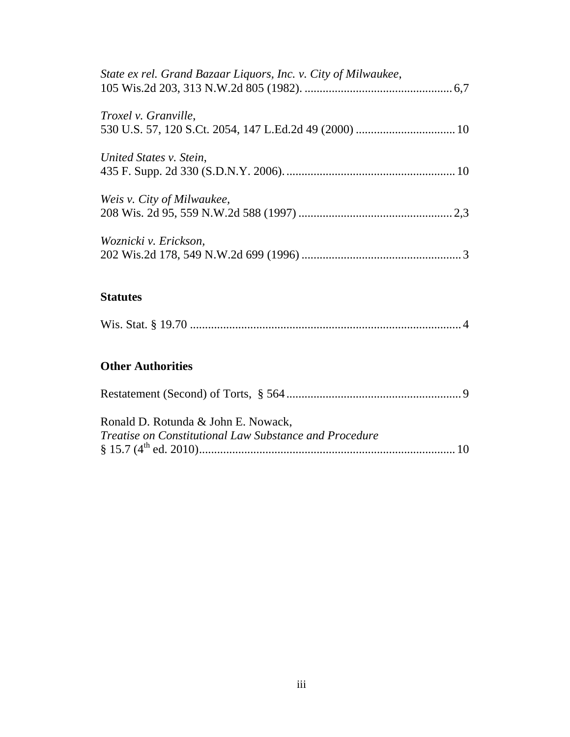*State ex rel. Grand Bazaar Liquors, Inc. v. City of Milwaukee*,
105 Wis.2d 203, 313 N.W.2d 805 (1982). ................................................. 6,7

*Troxel v. Granville*,
530 U.S. 57, 120 S.Ct. 2054, 147 L.Ed.2d 49 (2000) ................................. 10

*United States v. Stein*,
435 F. Supp. 2d 330 (S.D.N.Y. 2006). ........................................................ 10

*Weis v. City of Milwaukee*,
208 Wis. 2d 95, 559 N.W.2d 588 (1997) ................................................... 2,3

*Woznicki v. Erickson*,
202 Wis.2d 178, 549 N.W.2d 699 (1996) ..................................................... 3

**Statutes**

Wis. Stat. § 19.70 .......................................................................................... 4

**Other Authorities**

Restatement (Second) of Torts, § 564 .......................................................... 9

Ronald D. Rotunda & John E. Nowack,
*Treatise on Constitutional Law Substance and Procedure*
§ 15.7 (4th ed. 2010)..................................................................................... 10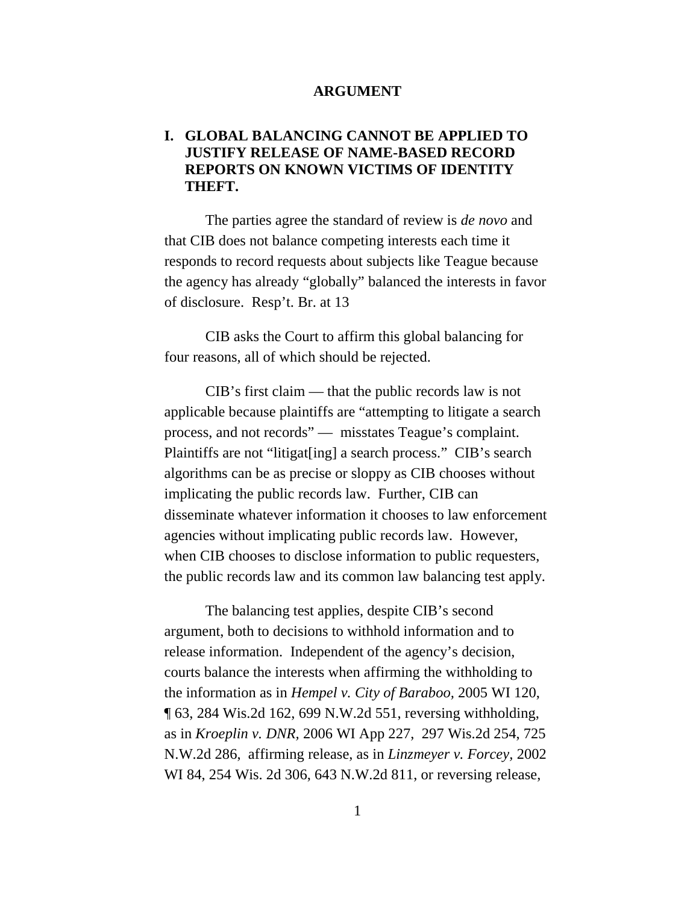# ARGUMENT

## I. GLOBAL BALANCING CANNOT BE APPLIED TO JUSTIFY RELEASE OF NAME-BASED RECORD REPORTS ON KNOWN VICTIMS OF IDENTITY THEFT.

The parties agree the standard of review is *de novo* and that CIB does not balance competing interests each time it responds to record requests about subjects like Teague because the agency has already "globally" balanced the interests in favor of disclosure. Resp't. Br. at 13

CIB asks the Court to affirm this global balancing for four reasons, all of which should be rejected.

CIB's first claim — that the public records law is not applicable because plaintiffs are "attempting to litigate a search process, and not records" — misstates Teague's complaint. Plaintiffs are not "litigat[ing] a search process." CIB's search algorithms can be as precise or sloppy as CIB chooses without implicating the public records law. Further, CIB can disseminate whatever information it chooses to law enforcement agencies without implicating public records law. However, when CIB chooses to disclose information to public requesters, the public records law and its common law balancing test apply.

The balancing test applies, despite CIB's second argument, both to decisions to withhold information and to release information. Independent of the agency's decision, courts balance the interests when affirming the withholding to the information as in *Hempel v. City of Baraboo,* 2005 WI 120, ¶ 63, 284 Wis.2d 162, 699 N.W.2d 551, reversing withholding, as in *Kroeplin v. DNR,* 2006 WI App 227, 297 Wis.2d 254, 725 N.W.2d 286, affirming release, as in *Linzmeyer v. Forcey,* 2002 WI 84, 254 Wis. 2d 306, 643 N.W.2d 811, or reversing release,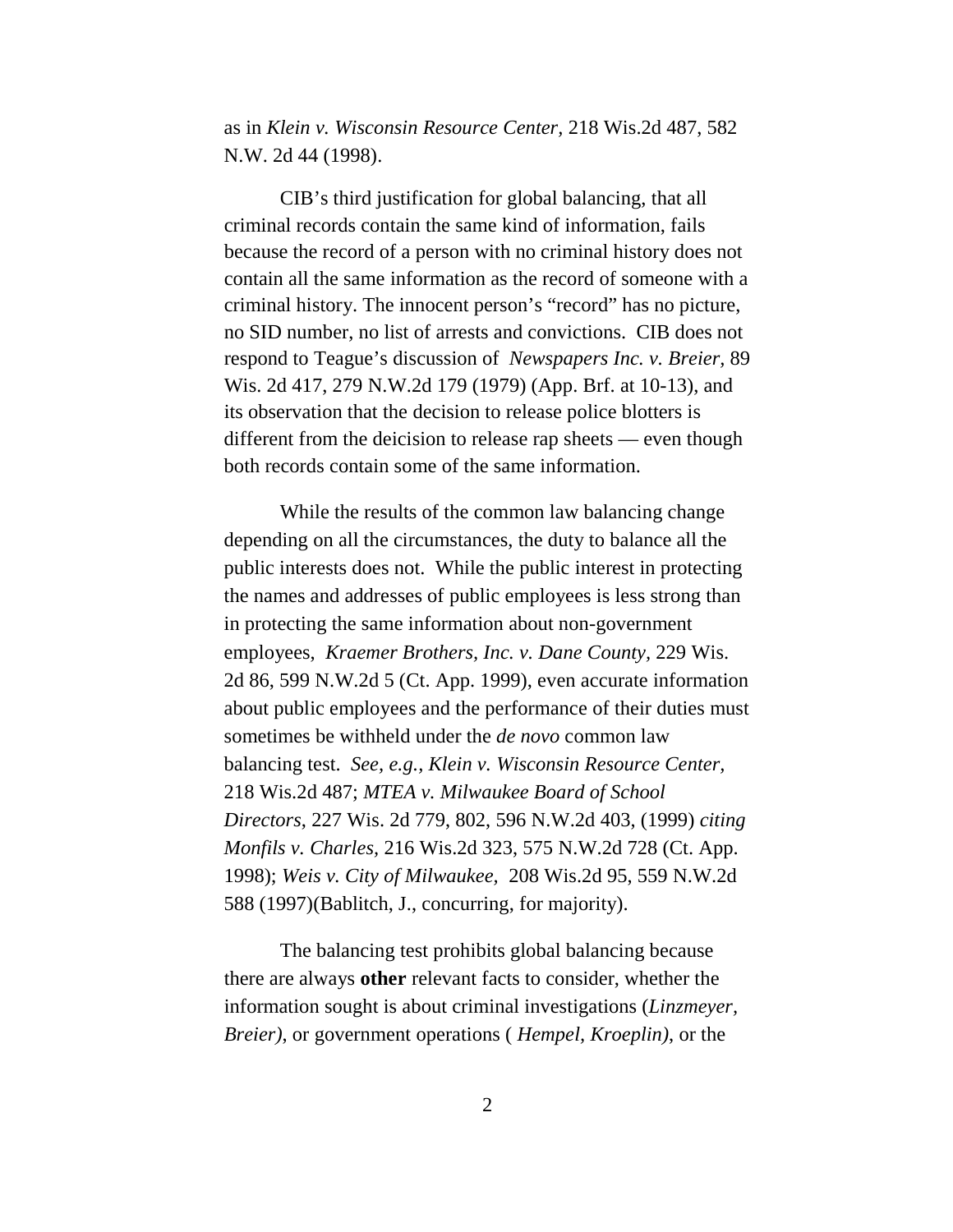as in *Klein v. Wisconsin Resource Center*, 218 Wis.2d 487, 582 N.W. 2d 44 (1998).

CIB's third justification for global balancing, that all criminal records contain the same kind of information, fails because the record of a person with no criminal history does not contain all the same information as the record of someone with a criminal history. The innocent person's "record" has no picture, no SID number, no list of arrests and convictions. CIB does not respond to Teague's discussion of *Newspapers Inc. v. Breier*, 89 Wis. 2d 417, 279 N.W.2d 179 (1979) (App. Brf. at 10-13), and its observation that the decision to release police blotters is different from the deicision to release rap sheets — even though both records contain some of the same information.

While the results of the common law balancing change depending on all the circumstances, the duty to balance all the public interests does not. While the public interest in protecting the names and addresses of public employees is less strong than in protecting the same information about non-government employees, *Kraemer Brothers, Inc. v. Dane County*, 229 Wis. 2d 86, 599 N.W.2d 5 (Ct. App. 1999), even accurate information about public employees and the performance of their duties must sometimes be withheld under the *de novo* common law balancing test. *See, e.g., Klein v. Wisconsin Resource Center,* 218 Wis.2d 487; *MTEA v. Milwaukee Board of School Directors*, 227 Wis. 2d 779, 802, 596 N.W.2d 403, (1999) *citing Monfils v. Charles*, 216 Wis.2d 323, 575 N.W.2d 728 (Ct. App. 1998); *Weis v. City of Milwaukee*, 208 Wis.2d 95, 559 N.W.2d 588 (1997)(Bablitch, J., concurring, for majority).

The balancing test prohibits global balancing because there are always **other** relevant facts to consider, whether the information sought is about criminal investigations (*Linzmeyer, Breier)*, or government operations ( *Hempel, Kroeplin)*, or the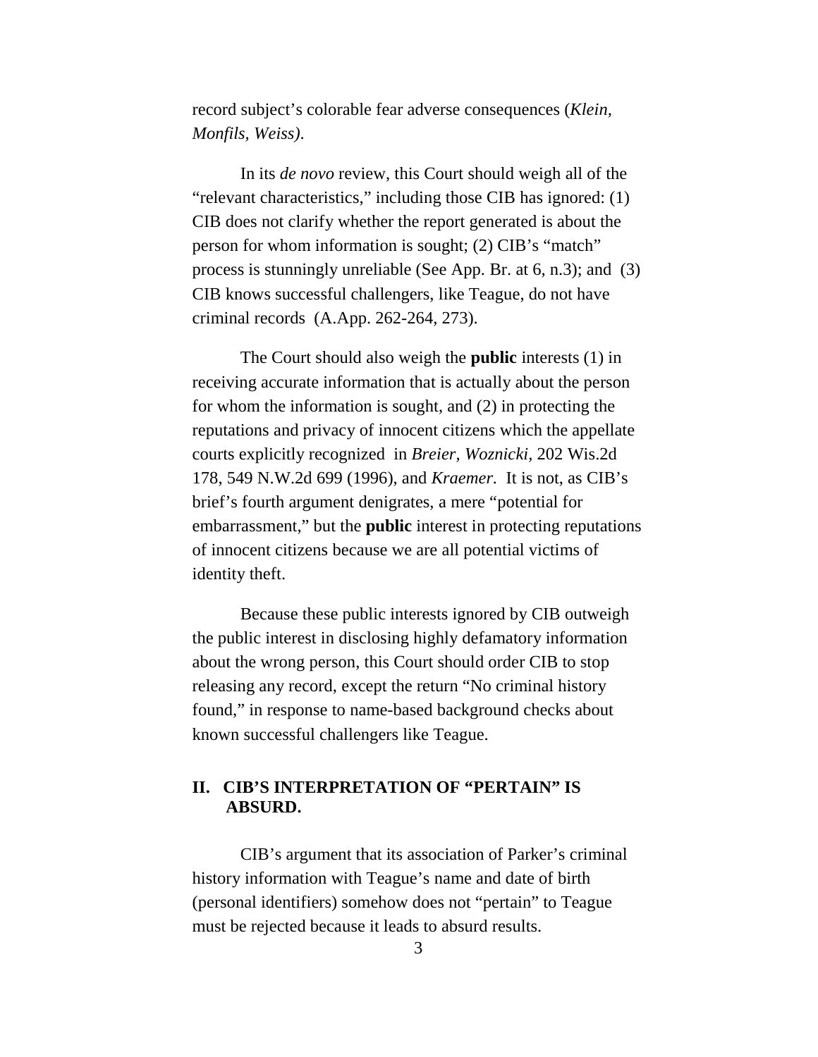record subject's colorable fear adverse consequences (*Klein, Monfils, Weiss)*.

In its *de novo* review, this Court should weigh all of the "relevant characteristics," including those CIB has ignored: (1) CIB does not clarify whether the report generated is about the person for whom information is sought; (2) CIB's "match" process is stunningly unreliable (See App. Br. at 6, n.3); and (3) CIB knows successful challengers, like Teague, do not have criminal records (A.App. 262-264, 273).

The Court should also weigh the **public** interests (1) in receiving accurate information that is actually about the person for whom the information is sought, and (2) in protecting the reputations and privacy of innocent citizens which the appellate courts explicitly recognized in *Breier*, *Woznicki*, 202 Wis.2d 178, 549 N.W.2d 699 (1996), and *Kraemer.* It is not, as CIB's brief's fourth argument denigrates, a mere "potential for embarrassment," but the **public** interest in protecting reputations of innocent citizens because we are all potential victims of identity theft.

Because these public interests ignored by CIB outweigh the public interest in disclosing highly defamatory information about the wrong person, this Court should order CIB to stop releasing any record, except the return "No criminal history found," in response to name-based background checks about known successful challengers like Teague.

## II. CIB'S INTERPRETATION OF "PERTAIN" IS ABSURD.

CIB's argument that its association of Parker's criminal history information with Teague's name and date of birth (personal identifiers) somehow does not "pertain" to Teague must be rejected because it leads to absurd results.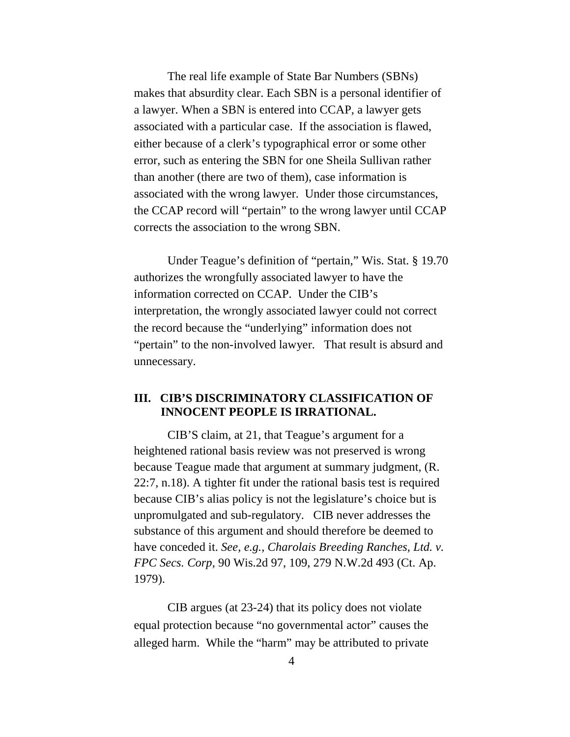The real life example of State Bar Numbers (SBNs) makes that absurdity clear. Each SBN is a personal identifier of a lawyer. When a SBN is entered into CCAP, a lawyer gets associated with a particular case. If the association is flawed, either because of a clerk's typographical error or some other error, such as entering the SBN for one Sheila Sullivan rather than another (there are two of them), case information is associated with the wrong lawyer. Under those circumstances, the CCAP record will "pertain" to the wrong lawyer until CCAP corrects the association to the wrong SBN.

Under Teague's definition of "pertain," Wis. Stat. § 19.70 authorizes the wrongfully associated lawyer to have the information corrected on CCAP. Under the CIB's interpretation, the wrongly associated lawyer could not correct the record because the "underlying" information does not "pertain" to the non-involved lawyer. That result is absurd and unnecessary.

## III. CIB'S DISCRIMINATORY CLASSIFICATION OF INNOCENT PEOPLE IS IRRATIONAL.

CIB'S claim, at 21, that Teague's argument for a heightened rational basis review was not preserved is wrong because Teague made that argument at summary judgment, (R. 22:7, n.18). A tighter fit under the rational basis test is required because CIB's alias policy is not the legislature's choice but is unpromulgated and sub-regulatory. CIB never addresses the substance of this argument and should therefore be deemed to have conceded it. *See, e.g., Charolais Breeding Ranches, Ltd. v. FPC Secs. Corp*, 90 Wis.2d 97, 109, 279 N.W.2d 493 (Ct. Ap. 1979).

CIB argues (at 23-24) that its policy does not violate equal protection because "no governmental actor" causes the alleged harm. While the "harm" may be attributed to private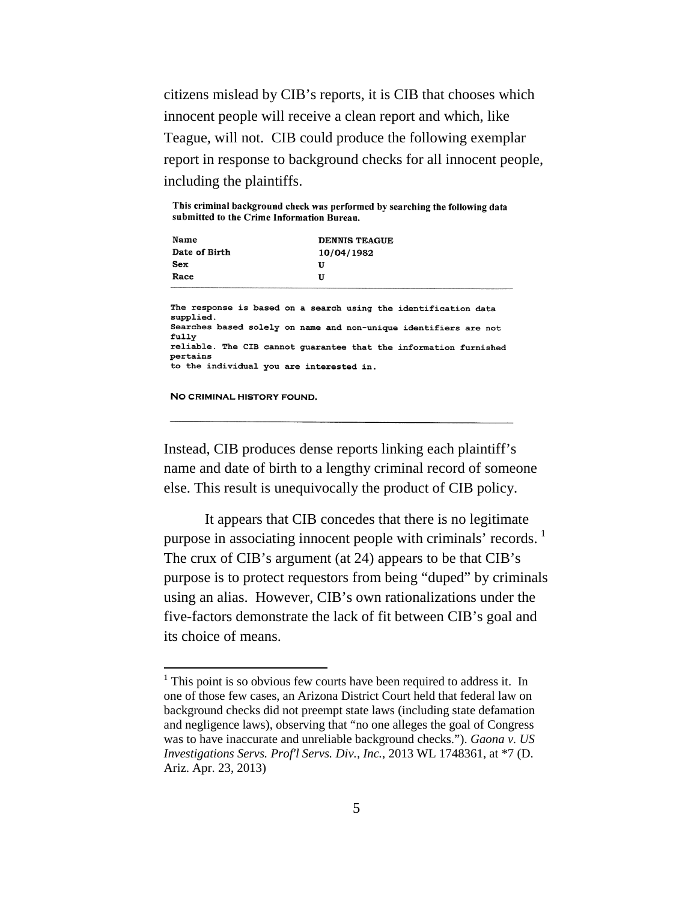citizens mislead by CIB's reports, it is CIB that chooses which innocent people will receive a clean report and which, like Teague, will not. CIB could produce the following exemplar report in response to background checks for all innocent people, including the plaintiffs.

**This criminal background check was performed by searching the following data submitted to the Crime Information Bureau.**

| | |
|---|---|
| **Name** | **DENNIS TEAGUE** |
| **Date of Birth** | **10/04/1982** |
| **Sex** | **U** |
| **Race** | **U** |

```
The response is based on a search using the identification data
supplied.
Searches based solely on name and non-unique identifiers are not
fully
reliable. The CIB cannot guarantee that the information furnished
pertains
to the individual you are interested in.
```

**NO CRIMINAL HISTORY FOUND.**

Instead, CIB produces dense reports linking each plaintiff's name and date of birth to a lengthy criminal record of someone else. This result is unequivocally the product of CIB policy.

It appears that CIB concedes that there is no legitimate purpose in associating innocent people with criminals' records.[1] The crux of CIB's argument (at 24) appears to be that CIB's purpose is to protect requestors from being "duped" by criminals using an alias. However, CIB's own rationalizations under the five-factors demonstrate the lack of fit between CIB's goal and its choice of means.

---

[1] This point is so obvious few courts have been required to address it. In one of those few cases, an Arizona District Court held that federal law on background checks did not preempt state laws (including state defamation and negligence laws), observing that "no one alleges the goal of Congress was to have inaccurate and unreliable background checks."). *Gaona v. US Investigations Servs. Prof'l Servs. Div., Inc.*, 2013 WL 1748361, at *7 (D. Ariz. Apr. 23, 2013)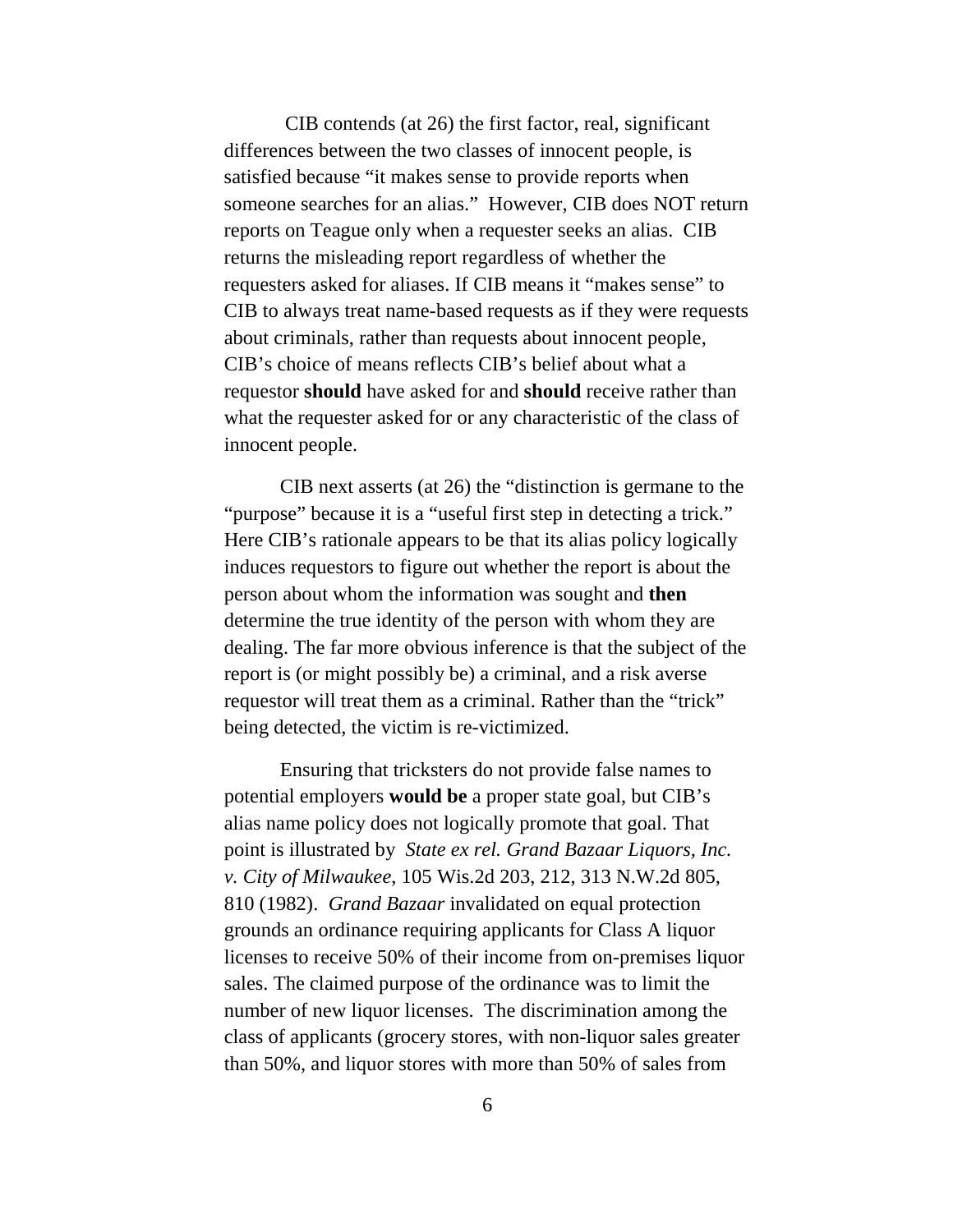CIB contends (at 26) the first factor, real, significant differences between the two classes of innocent people, is satisfied because "it makes sense to provide reports when someone searches for an alias." However, CIB does NOT return reports on Teague only when a requester seeks an alias. CIB returns the misleading report regardless of whether the requesters asked for aliases. If CIB means it "makes sense" to CIB to always treat name-based requests as if they were requests about criminals, rather than requests about innocent people, CIB's choice of means reflects CIB's belief about what a requestor **should** have asked for and **should** receive rather than what the requester asked for or any characteristic of the class of innocent people.

CIB next asserts (at 26) the "distinction is germane to the "purpose" because it is a "useful first step in detecting a trick." Here CIB's rationale appears to be that its alias policy logically induces requestors to figure out whether the report is about the person about whom the information was sought and **then** determine the true identity of the person with whom they are dealing. The far more obvious inference is that the subject of the report is (or might possibly be) a criminal, and a risk averse requestor will treat them as a criminal. Rather than the "trick" being detected, the victim is re-victimized.

Ensuring that tricksters do not provide false names to potential employers **would be** a proper state goal, but CIB's alias name policy does not logically promote that goal. That point is illustrated by *State ex rel. Grand Bazaar Liquors, Inc. v. City of Milwaukee*, 105 Wis.2d 203, 212, 313 N.W.2d 805, 810 (1982). *Grand Bazaar* invalidated on equal protection grounds an ordinance requiring applicants for Class A liquor licenses to receive 50% of their income from on-premises liquor sales. The claimed purpose of the ordinance was to limit the number of new liquor licenses. The discrimination among the class of applicants (grocery stores, with non-liquor sales greater than 50%, and liquor stores with more than 50% of sales from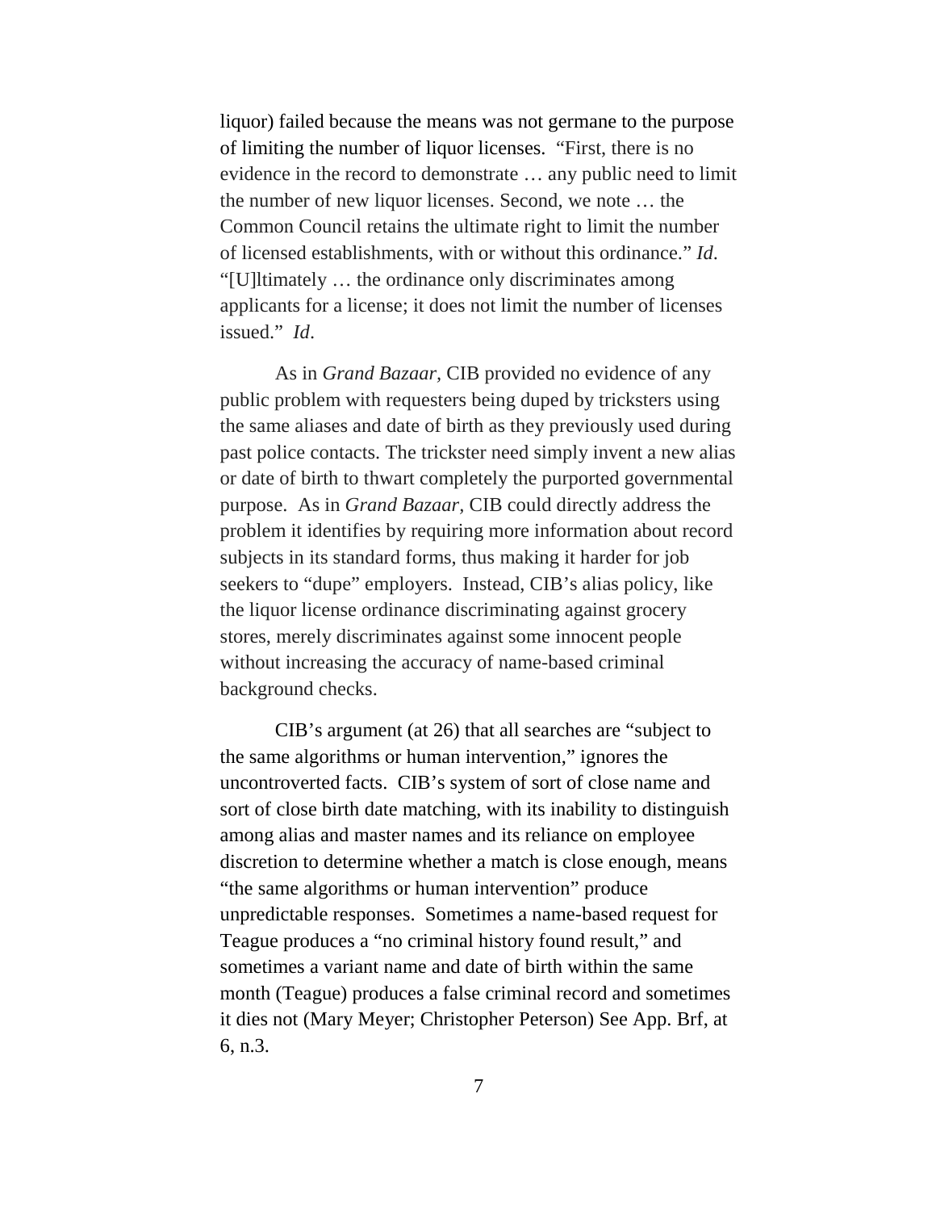liquor) failed because the means was not germane to the purpose of limiting the number of liquor licenses. "First, there is no evidence in the record to demonstrate … any public need to limit the number of new liquor licenses. Second, we note … the Common Council retains the ultimate right to limit the number of licensed establishments, with or without this ordinance." *Id.* "[U]ltimately … the ordinance only discriminates among applicants for a license; it does not limit the number of licenses issued." *Id*.

As in *Grand Bazaar*, CIB provided no evidence of any public problem with requesters being duped by tricksters using the same aliases and date of birth as they previously used during past police contacts. The trickster need simply invent a new alias or date of birth to thwart completely the purported governmental purpose. As in *Grand Bazaar*, CIB could directly address the problem it identifies by requiring more information about record subjects in its standard forms, thus making it harder for job seekers to "dupe" employers. Instead, CIB's alias policy, like the liquor license ordinance discriminating against grocery stores, merely discriminates against some innocent people without increasing the accuracy of name-based criminal background checks.

CIB's argument (at 26) that all searches are "subject to the same algorithms or human intervention," ignores the uncontroverted facts. CIB's system of sort of close name and sort of close birth date matching, with its inability to distinguish among alias and master names and its reliance on employee discretion to determine whether a match is close enough, means "the same algorithms or human intervention" produce unpredictable responses. Sometimes a name-based request for Teague produces a "no criminal history found result," and sometimes a variant name and date of birth within the same month (Teague) produces a false criminal record and sometimes it dies not (Mary Meyer; Christopher Peterson) See App. Brf, at 6, n.3.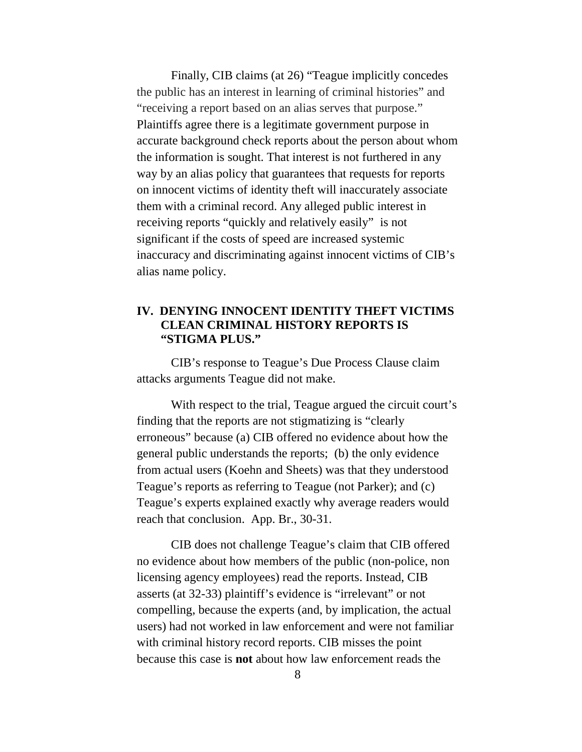Finally, CIB claims (at 26) "Teague implicitly concedes the public has an interest in learning of criminal histories" and "receiving a report based on an alias serves that purpose." Plaintiffs agree there is a legitimate government purpose in accurate background check reports about the person about whom the information is sought. That interest is not furthered in any way by an alias policy that guarantees that requests for reports on innocent victims of identity theft will inaccurately associate them with a criminal record. Any alleged public interest in receiving reports "quickly and relatively easily" is not significant if the costs of speed are increased systemic inaccuracy and discriminating against innocent victims of CIB's alias name policy.

## IV. DENYING INNOCENT IDENTITY THEFT VICTIMS CLEAN CRIMINAL HISTORY REPORTS IS "STIGMA PLUS."

CIB's response to Teague's Due Process Clause claim attacks arguments Teague did not make.

With respect to the trial, Teague argued the circuit court's finding that the reports are not stigmatizing is "clearly erroneous" because (a) CIB offered no evidence about how the general public understands the reports; (b) the only evidence from actual users (Koehn and Sheets) was that they understood Teague's reports as referring to Teague (not Parker); and (c) Teague's experts explained exactly why average readers would reach that conclusion. App. Br., 30-31.

CIB does not challenge Teague's claim that CIB offered no evidence about how members of the public (non-police, non licensing agency employees) read the reports. Instead, CIB asserts (at 32-33) plaintiff's evidence is "irrelevant" or not compelling, because the experts (and, by implication, the actual users) had not worked in law enforcement and were not familiar with criminal history record reports. CIB misses the point because this case is **not** about how law enforcement reads the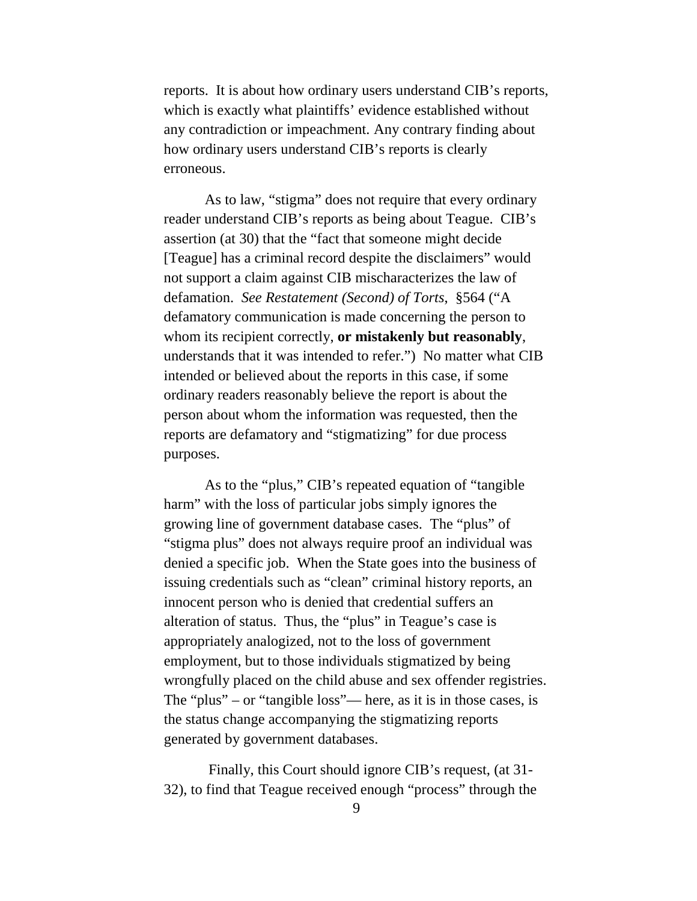reports. It is about how ordinary users understand CIB's reports, which is exactly what plaintiffs' evidence established without any contradiction or impeachment. Any contrary finding about how ordinary users understand CIB's reports is clearly erroneous.

As to law, "stigma" does not require that every ordinary reader understand CIB's reports as being about Teague. CIB's assertion (at 30) that the "fact that someone might decide [Teague] has a criminal record despite the disclaimers" would not support a claim against CIB mischaracterizes the law of defamation. *See Restatement (Second) of Torts*, §564 ("A defamatory communication is made concerning the person to whom its recipient correctly, **or mistakenly but reasonably**, understands that it was intended to refer.") No matter what CIB intended or believed about the reports in this case, if some ordinary readers reasonably believe the report is about the person about whom the information was requested, then the reports are defamatory and "stigmatizing" for due process purposes.

As to the "plus," CIB's repeated equation of "tangible harm" with the loss of particular jobs simply ignores the growing line of government database cases. The "plus" of "stigma plus" does not always require proof an individual was denied a specific job. When the State goes into the business of issuing credentials such as "clean" criminal history reports, an innocent person who is denied that credential suffers an alteration of status. Thus, the "plus" in Teague's case is appropriately analogized, not to the loss of government employment, but to those individuals stigmatized by being wrongfully placed on the child abuse and sex offender registries. The "plus" – or "tangible loss"— here, as it is in those cases, is the status change accompanying the stigmatizing reports generated by government databases.

Finally, this Court should ignore CIB's request, (at 31-32), to find that Teague received enough "process" through the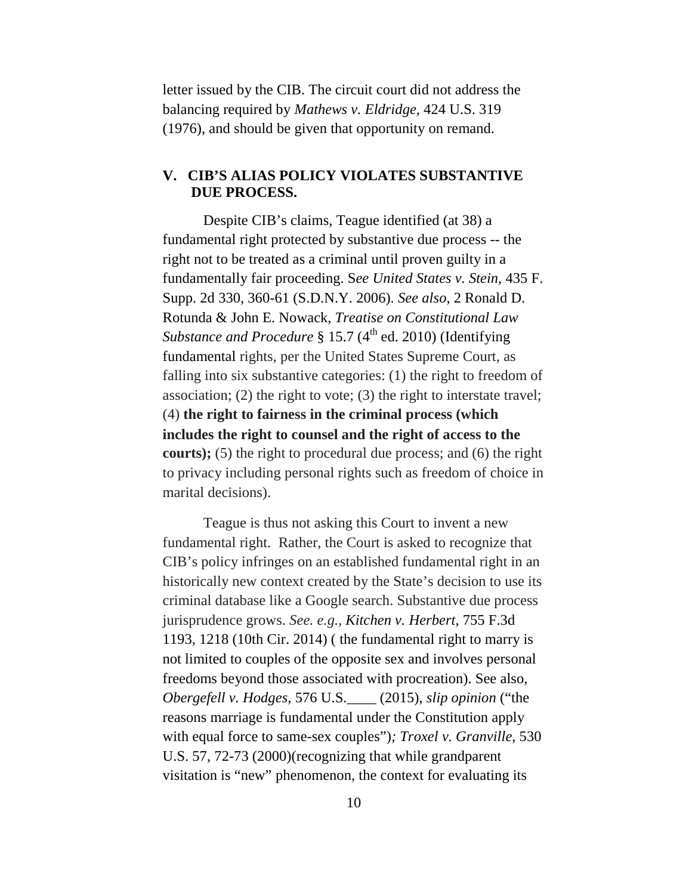letter issued by the CIB. The circuit court did not address the balancing required by *Mathews v. Eldridge*, 424 U.S. 319 (1976), and should be given that opportunity on remand.

## V. CIB'S ALIAS POLICY VIOLATES SUBSTANTIVE DUE PROCESS.

Despite CIB's claims, Teague identified (at 38) a fundamental right protected by substantive due process -- the right not to be treated as a criminal until proven guilty in a fundamentally fair proceeding. S*ee United States v. Stein*, 435 F. Supp. 2d 330, 360-61 (S.D.N.Y. 2006). *See also,* 2 Ronald D. Rotunda & John E. Nowack, *Treatise on Constitutional Law Substance and Procedure* § 15.7 (4th ed. 2010) (Identifying fundamental rights, per the United States Supreme Court, as falling into six substantive categories: (1) the right to freedom of association; (2) the right to vote; (3) the right to interstate travel; (4) **the right to fairness in the criminal process (which includes the right to counsel and the right of access to the courts);** (5) the right to procedural due process; and (6) the right to privacy including personal rights such as freedom of choice in marital decisions).

Teague is thus not asking this Court to invent a new fundamental right. Rather, the Court is asked to recognize that CIB's policy infringes on an established fundamental right in an historically new context created by the State's decision to use its criminal database like a Google search. Substantive due process jurisprudence grows. *See. e.g., Kitchen v. Herbert*, 755 F.3d 1193, 1218 (10th Cir. 2014) ( the fundamental right to marry is not limited to couples of the opposite sex and involves personal freedoms beyond those associated with procreation). See also, *Obergefell v. Hodges*, 576 U.S.____ (2015), *slip opinion* ("the reasons marriage is fundamental under the Constitution apply with equal force to same-sex couples")*; Troxel v. Granville*, 530 U.S. 57, 72-73 (2000)(recognizing that while grandparent visitation is "new" phenomenon, the context for evaluating its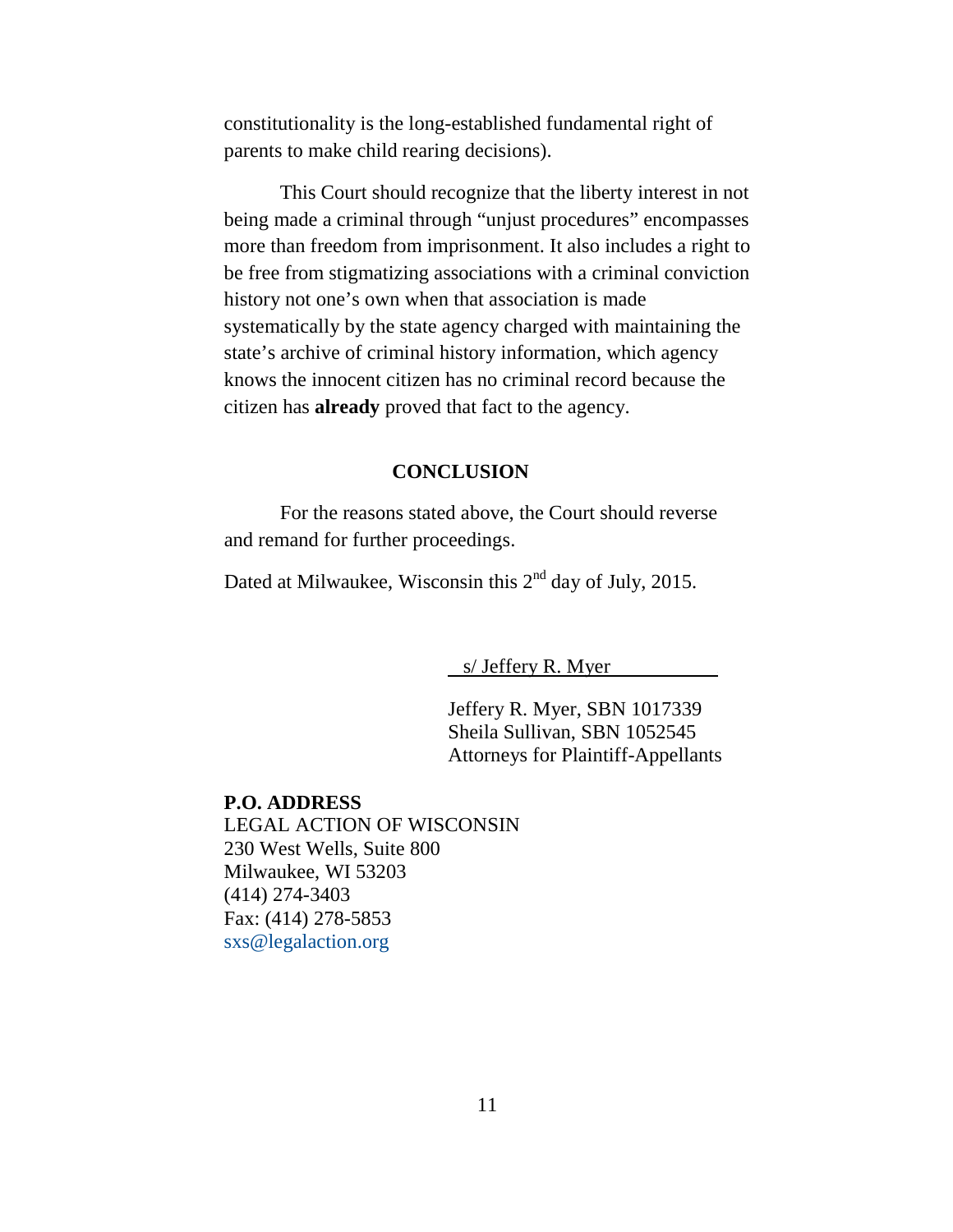constitutionality is the long-established fundamental right of parents to make child rearing decisions).

This Court should recognize that the liberty interest in not being made a criminal through "unjust procedures" encompasses more than freedom from imprisonment. It also includes a right to be free from stigmatizing associations with a criminal conviction history not one's own when that association is made systematically by the state agency charged with maintaining the state's archive of criminal history information, which agency knows the innocent citizen has no criminal record because the citizen has **already** proved that fact to the agency.

## CONCLUSION

For the reasons stated above, the Court should reverse and remand for further proceedings.

Dated at Milwaukee, Wisconsin this 2nd day of July, 2015.

s/ Jeffery R. Myer

Jeffery R. Myer, SBN 1017339
Sheila Sullivan, SBN 1052545
Attorneys for Plaintiff-Appellants

**P.O. ADDRESS**
LEGAL ACTION OF WISCONSIN
230 West Wells, Suite 800
Milwaukee, WI 53203
(414) 274-3403
Fax: (414) 278-5853
sxs@legalaction.org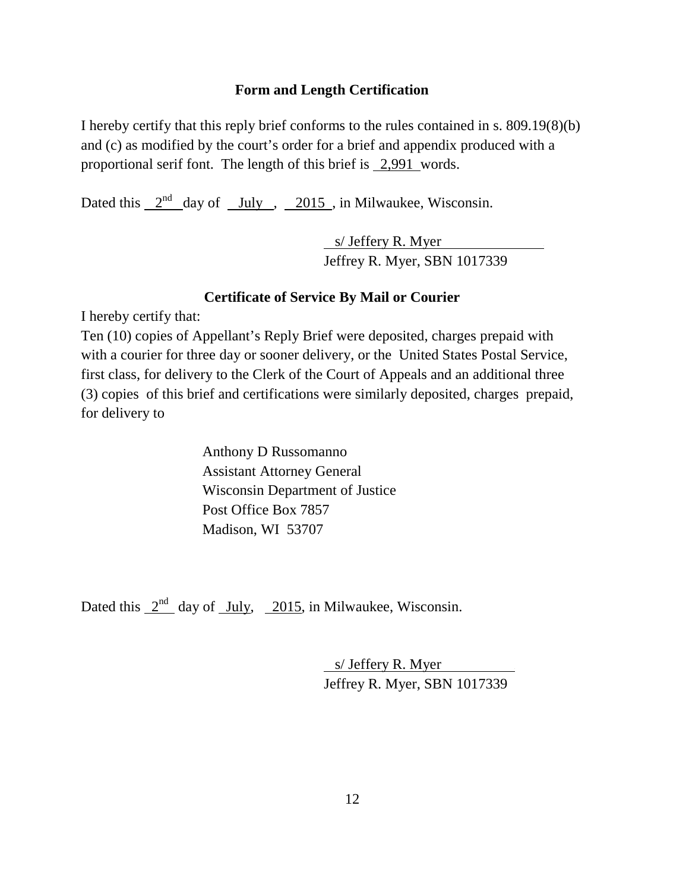### Form and Length Certification

I hereby certify that this reply brief conforms to the rules contained in s. 809.19(8)(b) and (c) as modified by the court's order for a brief and appendix produced with a proportional serif font. The length of this brief is 2,991 words.

Dated this 2nd day of July, 2015, in Milwaukee, Wisconsin.

s/ Jeffery R. Myer
Jeffrey R. Myer, SBN 1017339

### Certificate of Service By Mail or Courier

I hereby certify that:

Ten (10) copies of Appellant's Reply Brief were deposited, charges prepaid with with a courier for three day or sooner delivery, or the United States Postal Service, first class, for delivery to the Clerk of the Court of Appeals and an additional three (3) copies of this brief and certifications were similarly deposited, charges prepaid, for delivery to

Anthony D Russomanno
Assistant Attorney General
Wisconsin Department of Justice
Post Office Box 7857
Madison, WI 53707

Dated this 2nd day of July, 2015, in Milwaukee, Wisconsin.

s/ Jeffery R. Myer
Jeffrey R. Myer, SBN 1017339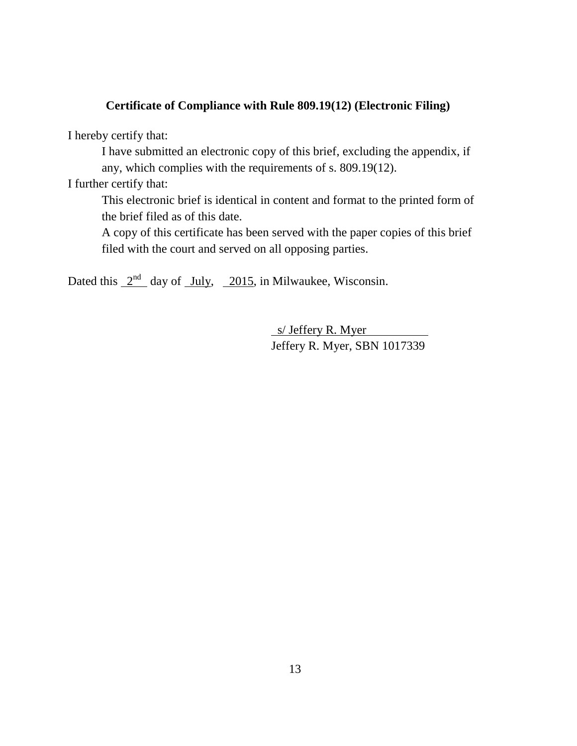**Certificate of Compliance with Rule 809.19(12) (Electronic Filing)**

I hereby certify that:

> I have submitted an electronic copy of this brief, excluding the appendix, if any, which complies with the requirements of s. 809.19(12).

I further certify that:

> This electronic brief is identical in content and format to the printed form of the brief filed as of this date.
>
> A copy of this certificate has been served with the paper copies of this brief filed with the court and served on all opposing parties.

Dated this 2nd day of July, 2015, in Milwaukee, Wisconsin.

s/ Jeffery R. Myer
Jeffery R. Myer, SBN 1017339